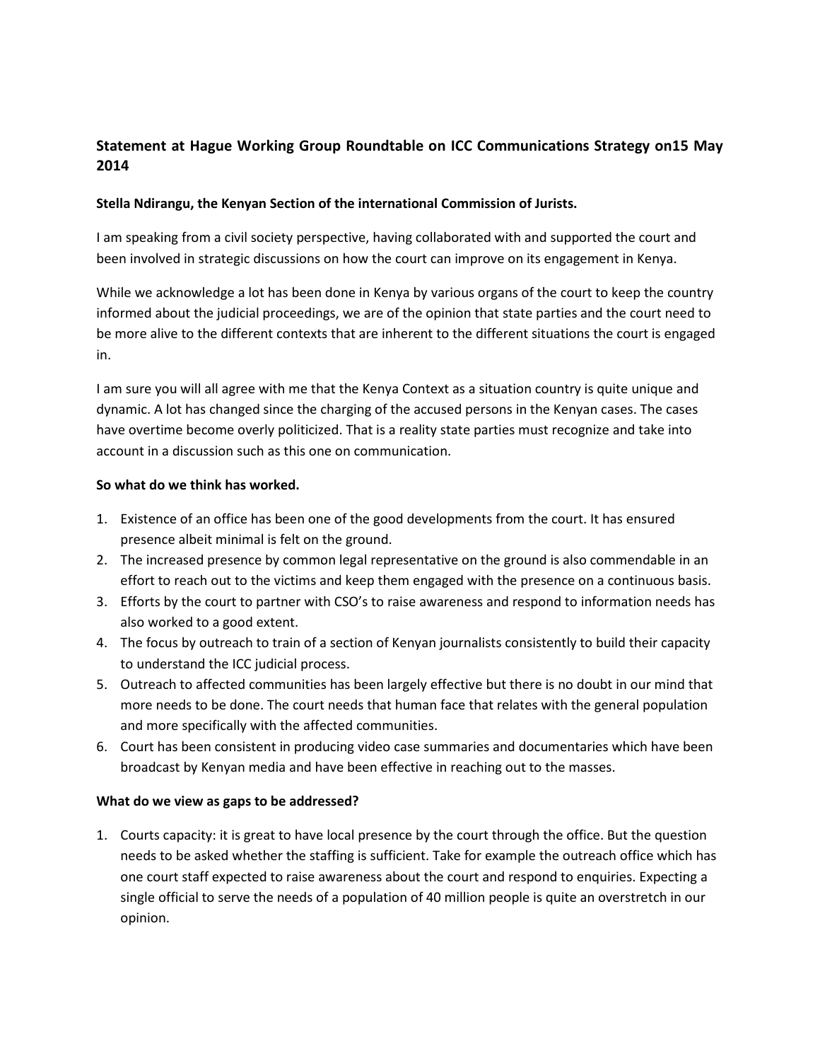## Statement at Hague Working Group Roundtable on ICC Communications Strategy on15 May 2014

**Stella Ndirangu, the Kenyan Section of the international Commission of Jurists.**

I am speaking from a civil society perspective, having collaborated with and supported the court and been involved in strategic discussions on how the court can improve on its engagement in Kenya.

While we acknowledge a lot has been done in Kenya by various organs of the court to keep the country informed about the judicial proceedings, we are of the opinion that state parties and the court need to be more alive to the different contexts that are inherent to the different situations the court is engaged in.

I am sure you will all agree with me that the Kenya Context as a situation country is quite unique and dynamic. A lot has changed since the charging of the accused persons in the Kenyan cases. The cases have overtime become overly politicized. That is a reality state parties must recognize and take into account in a discussion such as this one on communication.

**So what do we think has worked.**

1. Existence of an office has been one of the good developments from the court. It has ensured presence albeit minimal is felt on the ground.
2. The increased presence by common legal representative on the ground is also commendable in an effort to reach out to the victims and keep them engaged with the presence on a continuous basis.
3. Efforts by the court to partner with CSO's to raise awareness and respond to information needs has also worked to a good extent.
4. The focus by outreach to train of a section of Kenyan journalists consistently to build their capacity to understand the ICC judicial process.
5. Outreach to affected communities has been largely effective but there is no doubt in our mind that more needs to be done. The court needs that human face that relates with the general population and more specifically with the affected communities.
6. Court has been consistent in producing video case summaries and documentaries which have been broadcast by Kenyan media and have been effective in reaching out to the masses.

**What do we view as gaps to be addressed?**

1. Courts capacity: it is great to have local presence by the court through the office. But the question needs to be asked whether the staffing is sufficient. Take for example the outreach office which has one court staff expected to raise awareness about the court and respond to enquiries. Expecting a single official to serve the needs of a population of 40 million people is quite an overstretch in our opinion.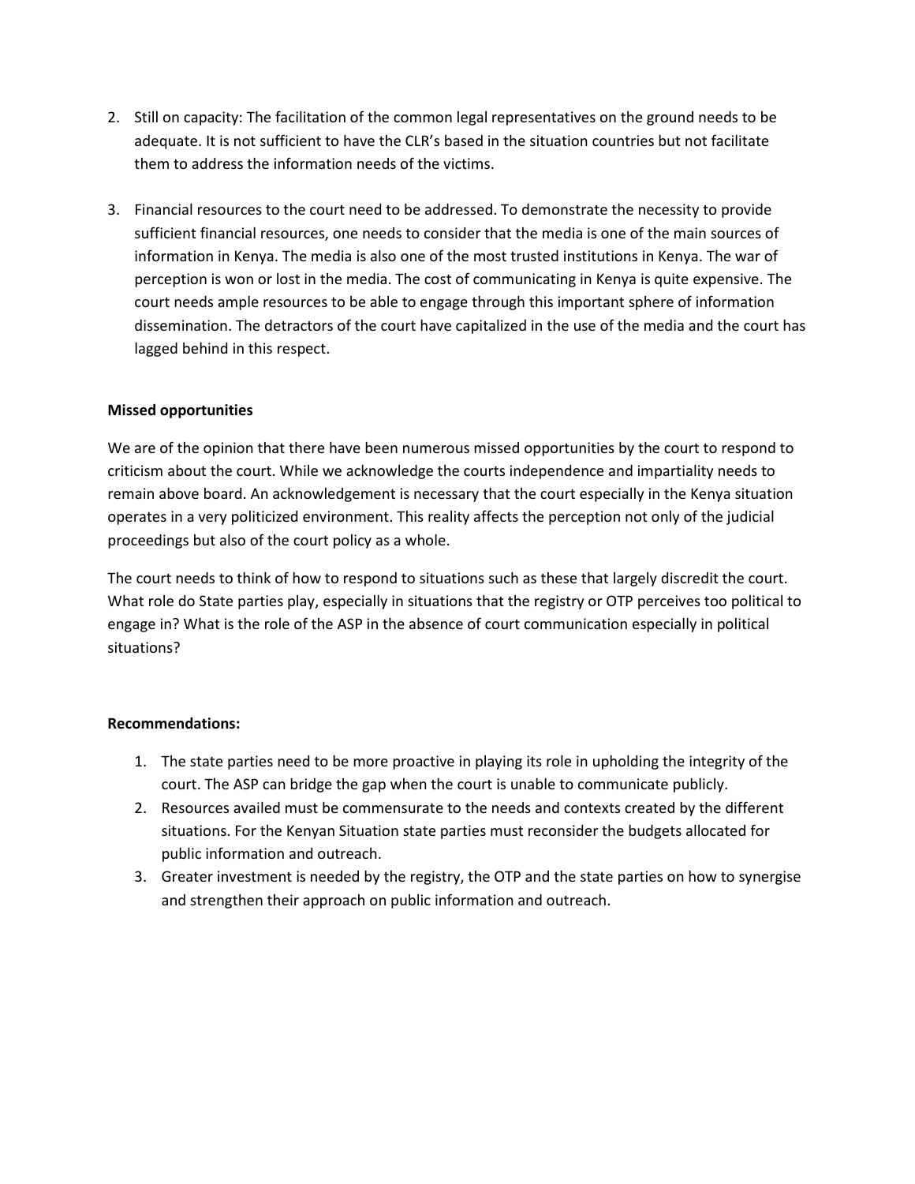2. Still on capacity: The facilitation of the common legal representatives on the ground needs to be adequate. It is not sufficient to have the CLR's based in the situation countries but not facilitate them to address the information needs of the victims.

3. Financial resources to the court need to be addressed. To demonstrate the necessity to provide sufficient financial resources, one needs to consider that the media is one of the main sources of information in Kenya. The media is also one of the most trusted institutions in Kenya. The war of perception is won or lost in the media. The cost of communicating in Kenya is quite expensive. The court needs ample resources to be able to engage through this important sphere of information dissemination. The detractors of the court have capitalized in the use of the media and the court has lagged behind in this respect.

**Missed opportunities**

We are of the opinion that there have been numerous missed opportunities by the court to respond to criticism about the court. While we acknowledge the courts independence and impartiality needs to remain above board. An acknowledgement is necessary that the court especially in the Kenya situation operates in a very politicized environment. This reality affects the perception not only of the judicial proceedings but also of the court policy as a whole.

The court needs to think of how to respond to situations such as these that largely discredit the court. What role do State parties play, especially in situations that the registry or OTP perceives too political to engage in? What is the role of the ASP in the absence of court communication especially in political situations?

**Recommendations:**

1. The state parties need to be more proactive in playing its role in upholding the integrity of the court. The ASP can bridge the gap when the court is unable to communicate publicly.
2. Resources availed must be commensurate to the needs and contexts created by the different situations. For the Kenyan Situation state parties must reconsider the budgets allocated for public information and outreach.
3. Greater investment is needed by the registry, the OTP and the state parties on how to synergise and strengthen their approach on public information and outreach.